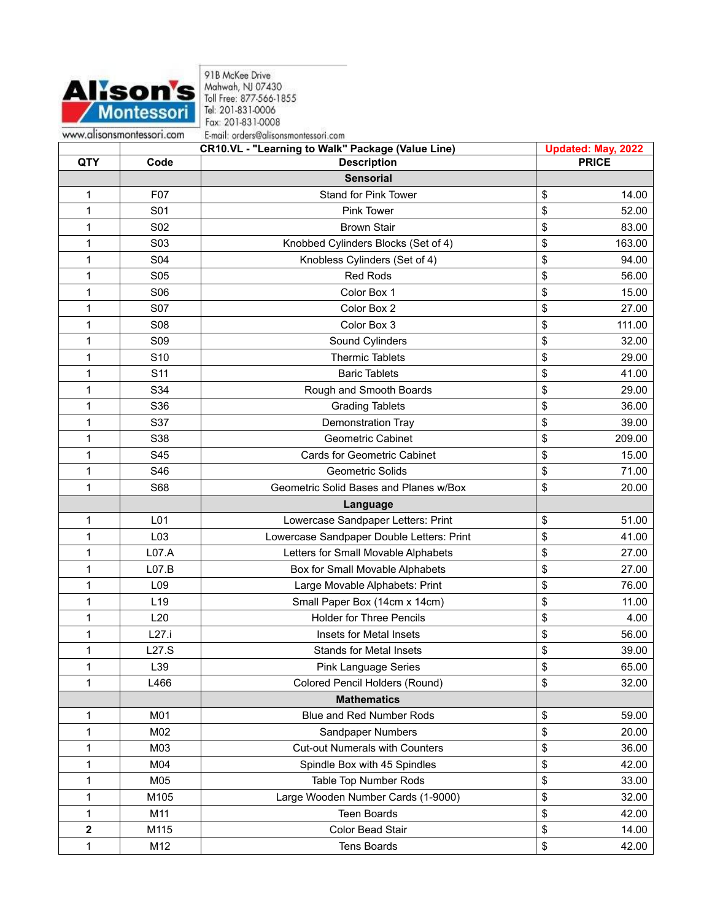Alison's Montessori

www.alisonsmontessori.com

91B McKee Drive
Mahwah, NJ 07430
Toll Free: 877-566-1855
Tel: 201-831-0006
Fax: 201-831-0008
E-mail: orders@alisonsmontessori.com

| | | CR10.VL - "Learning to Walk" Package (Value Line) | Updated: May, 2022 |
|---|---|---|---|
| **QTY** | **Code** | **Description** | **PRICE** |
| | | **Sensorial** | |
| 1 | F07 | Stand for Pink Tower | $ 14.00 |
| 1 | S01 | Pink Tower | $ 52.00 |
| 1 | S02 | Brown Stair | $ 83.00 |
| 1 | S03 | Knobbed Cylinders Blocks (Set of 4) | $ 163.00 |
| 1 | S04 | Knobless Cylinders (Set of 4) | $ 94.00 |
| 1 | S05 | Red Rods | $ 56.00 |
| 1 | S06 | Color Box 1 | $ 15.00 |
| 1 | S07 | Color Box 2 | $ 27.00 |
| 1 | S08 | Color Box 3 | $ 111.00 |
| 1 | S09 | Sound Cylinders | $ 32.00 |
| 1 | S10 | Thermic Tablets | $ 29.00 |
| 1 | S11 | Baric Tablets | $ 41.00 |
| 1 | S34 | Rough and Smooth Boards | $ 29.00 |
| 1 | S36 | Grading Tablets | $ 36.00 |
| 1 | S37 | Demonstration Tray | $ 39.00 |
| 1 | S38 | Geometric Cabinet | $ 209.00 |
| 1 | S45 | Cards for Geometric Cabinet | $ 15.00 |
| 1 | S46 | Geometric Solids | $ 71.00 |
| 1 | S68 | Geometric Solid Bases and Planes w/Box | $ 20.00 |
| | | **Language** | |
| 1 | L01 | Lowercase Sandpaper Letters: Print | $ 51.00 |
| 1 | L03 | Lowercase Sandpaper Double Letters: Print | $ 41.00 |
| 1 | L07.A | Letters for Small Movable Alphabets | $ 27.00 |
| 1 | L07.B | Box for Small Movable Alphabets | $ 27.00 |
| 1 | L09 | Large Movable Alphabets: Print | $ 76.00 |
| 1 | L19 | Small Paper Box (14cm x 14cm) | $ 11.00 |
| 1 | L20 | Holder for Three Pencils | $ 4.00 |
| 1 | L27.i | Insets for Metal Insets | $ 56.00 |
| 1 | L27.S | Stands for Metal Insets | $ 39.00 |
| 1 | L39 | Pink Language Series | $ 65.00 |
| 1 | L466 | Colored Pencil Holders (Round) | $ 32.00 |
| | | **Mathematics** | |
| 1 | M01 | Blue and Red Number Rods | $ 59.00 |
| 1 | M02 | Sandpaper Numbers | $ 20.00 |
| 1 | M03 | Cut-out Numerals with Counters | $ 36.00 |
| 1 | M04 | Spindle Box with 45 Spindles | $ 42.00 |
| 1 | M05 | Table Top Number Rods | $ 33.00 |
| 1 | M105 | Large Wooden Number Cards (1-9000) | $ 32.00 |
| 1 | M11 | Teen Boards | $ 42.00 |
| **2** | M115 | Color Bead Stair | $ 14.00 |
| 1 | M12 | Tens Boards | $ 42.00 |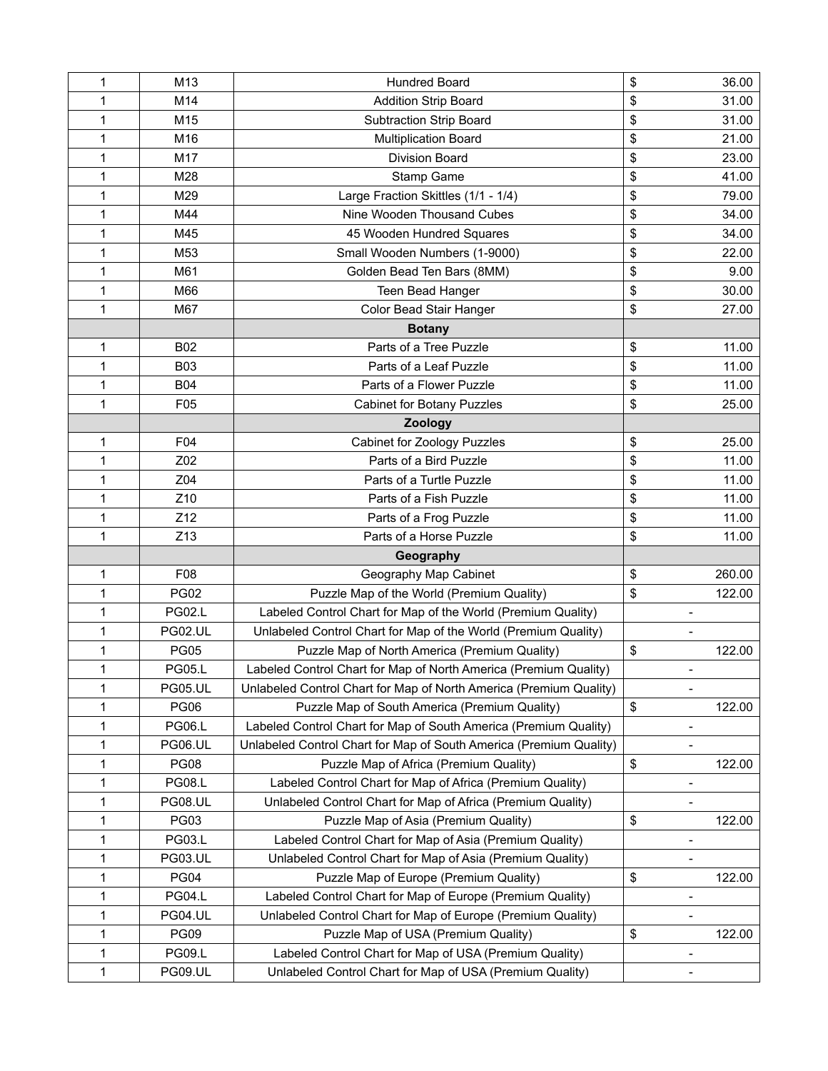| 1 | M13 | Hundred Board | $ 36.00 |
|---|---|---|---|
| 1 | M14 | Addition Strip Board | $ 31.00 |
| 1 | M15 | Subtraction Strip Board | $ 31.00 |
| 1 | M16 | Multiplication Board | $ 21.00 |
| 1 | M17 | Division Board | $ 23.00 |
| 1 | M28 | Stamp Game | $ 41.00 |
| 1 | M29 | Large Fraction Skittles (1/1 - 1/4) | $ 79.00 |
| 1 | M44 | Nine Wooden Thousand Cubes | $ 34.00 |
| 1 | M45 | 45 Wooden Hundred Squares | $ 34.00 |
| 1 | M53 | Small Wooden Numbers (1-9000) | $ 22.00 |
| 1 | M61 | Golden Bead Ten Bars (8MM) | $ 9.00 |
| 1 | M66 | Teen Bead Hanger | $ 30.00 |
| 1 | M67 | Color Bead Stair Hanger | $ 27.00 |
| | | **Botany** | |
| 1 | B02 | Parts of a Tree Puzzle | $ 11.00 |
| 1 | B03 | Parts of a Leaf Puzzle | $ 11.00 |
| 1 | B04 | Parts of a Flower Puzzle | $ 11.00 |
| 1 | F05 | Cabinet for Botany Puzzles | $ 25.00 |
| | | **Zoology** | |
| 1 | F04 | Cabinet for Zoology Puzzles | $ 25.00 |
| 1 | Z02 | Parts of a Bird Puzzle | $ 11.00 |
| 1 | Z04 | Parts of a Turtle Puzzle | $ 11.00 |
| 1 | Z10 | Parts of a Fish Puzzle | $ 11.00 |
| 1 | Z12 | Parts of a Frog Puzzle | $ 11.00 |
| 1 | Z13 | Parts of a Horse Puzzle | $ 11.00 |
| | | **Geography** | |
| 1 | F08 | Geography Map Cabinet | $ 260.00 |
| 1 | PG02 | Puzzle Map of the World (Premium Quality) | $ 122.00 |
| 1 | PG02.L | Labeled Control Chart for Map of the World (Premium Quality) | - |
| 1 | PG02.UL | Unlabeled Control Chart for Map of the World (Premium Quality) | - |
| 1 | PG05 | Puzzle Map of North America (Premium Quality) | $ 122.00 |
| 1 | PG05.L | Labeled Control Chart for Map of North America (Premium Quality) | - |
| 1 | PG05.UL | Unlabeled Control Chart for Map of North America (Premium Quality) | - |
| 1 | PG06 | Puzzle Map of South America (Premium Quality) | $ 122.00 |
| 1 | PG06.L | Labeled Control Chart for Map of South America (Premium Quality) | - |
| 1 | PG06.UL | Unlabeled Control Chart for Map of South America (Premium Quality) | - |
| 1 | PG08 | Puzzle Map of Africa (Premium Quality) | $ 122.00 |
| 1 | PG08.L | Labeled Control Chart for Map of Africa (Premium Quality) | - |
| 1 | PG08.UL | Unlabeled Control Chart for Map of Africa (Premium Quality) | - |
| 1 | PG03 | Puzzle Map of Asia (Premium Quality) | $ 122.00 |
| 1 | PG03.L | Labeled Control Chart for Map of Asia (Premium Quality) | - |
| 1 | PG03.UL | Unlabeled Control Chart for Map of Asia (Premium Quality) | - |
| 1 | PG04 | Puzzle Map of Europe (Premium Quality) | $ 122.00 |
| 1 | PG04.L | Labeled Control Chart for Map of Europe (Premium Quality) | - |
| 1 | PG04.UL | Unlabeled Control Chart for Map of Europe (Premium Quality) | - |
| 1 | PG09 | Puzzle Map of USA (Premium Quality) | $ 122.00 |
| 1 | PG09.L | Labeled Control Chart for Map of USA (Premium Quality) | - |
| 1 | PG09.UL | Unlabeled Control Chart for Map of USA (Premium Quality) | - |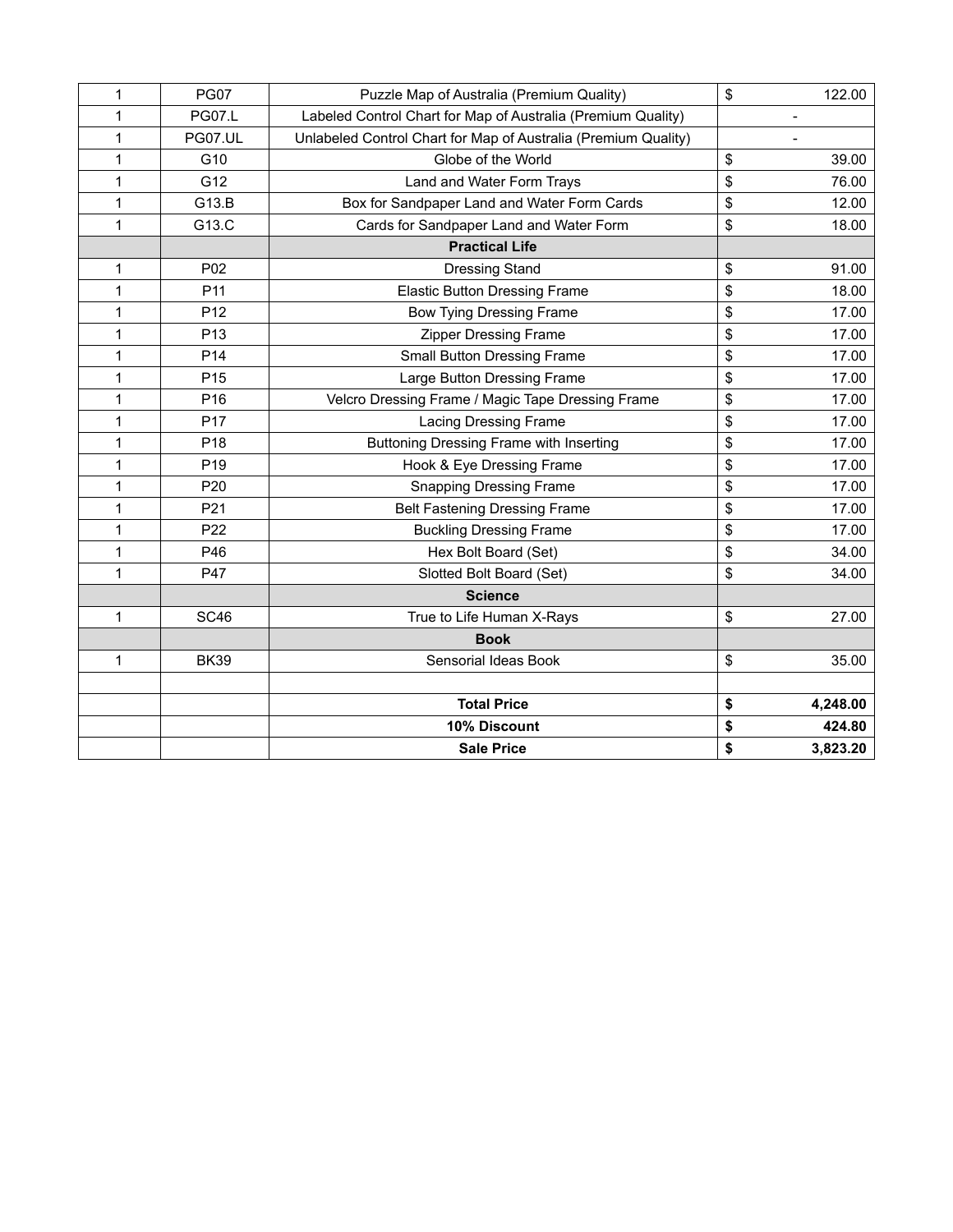| | | | |
|---|---|---|---|
| 1 | PG07 | Puzzle Map of Australia (Premium Quality) | $ 122.00 |
| 1 | PG07.L | Labeled Control Chart for Map of Australia (Premium Quality) | - |
| 1 | PG07.UL | Unlabeled Control Chart for Map of Australia (Premium Quality) | - |
| 1 | G10 | Globe of the World | $ 39.00 |
| 1 | G12 | Land and Water Form Trays | $ 76.00 |
| 1 | G13.B | Box for Sandpaper Land and Water Form Cards | $ 12.00 |
| 1 | G13.C | Cards for Sandpaper Land and Water Form | $ 18.00 |
| | | **Practical Life** | |
| 1 | P02 | Dressing Stand | $ 91.00 |
| 1 | P11 | Elastic Button Dressing Frame | $ 18.00 |
| 1 | P12 | Bow Tying Dressing Frame | $ 17.00 |
| 1 | P13 | Zipper Dressing Frame | $ 17.00 |
| 1 | P14 | Small Button Dressing Frame | $ 17.00 |
| 1 | P15 | Large Button Dressing Frame | $ 17.00 |
| 1 | P16 | Velcro Dressing Frame / Magic Tape Dressing Frame | $ 17.00 |
| 1 | P17 | Lacing Dressing Frame | $ 17.00 |
| 1 | P18 | Buttoning Dressing Frame with Inserting | $ 17.00 |
| 1 | P19 | Hook & Eye Dressing Frame | $ 17.00 |
| 1 | P20 | Snapping Dressing Frame | $ 17.00 |
| 1 | P21 | Belt Fastening Dressing Frame | $ 17.00 |
| 1 | P22 | Buckling Dressing Frame | $ 17.00 |
| 1 | P46 | Hex Bolt Board (Set) | $ 34.00 |
| 1 | P47 | Slotted Bolt Board (Set) | $ 34.00 |
| | | **Science** | |
| 1 | SC46 | True to Life Human X-Rays | $ 27.00 |
| | | **Book** | |
| 1 | BK39 | Sensorial Ideas Book | $ 35.00 |
| | | | |
| | | **Total Price** | **$ 4,248.00** |
| | | **10% Discount** | **$ 424.80** |
| | | **Sale Price** | **$ 3,823.20** |